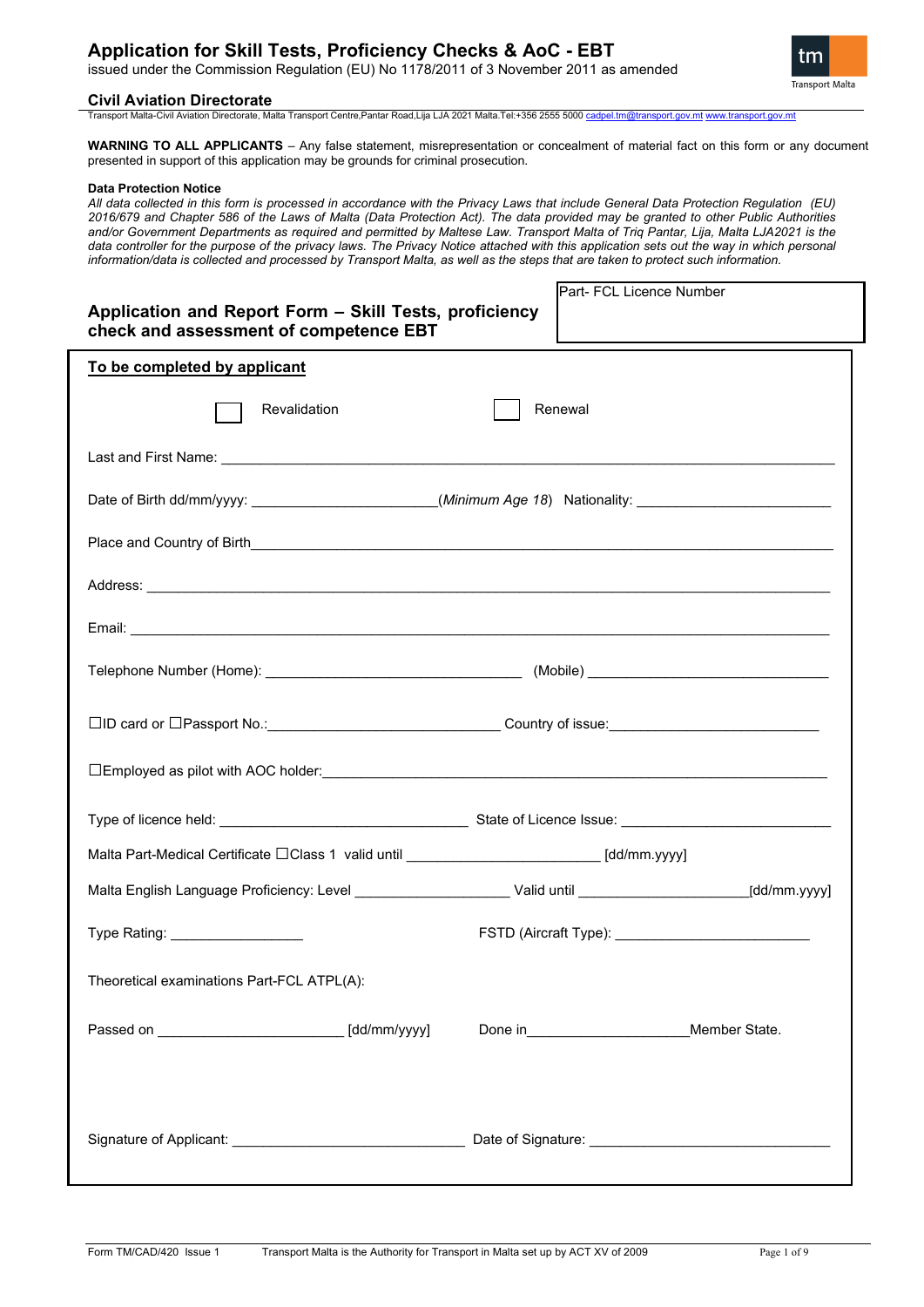# Application for Skill Tests, Proficiency Checks & AoC - EBT

issued under the Commission Regulation (EU) No 1178/2011 of 3 November 2011 as amended

**Civil Aviation Directorate**

Transport Malta-Civil Aviation Directorate, Malta Transport Centre,Pantar Road,Lija LJA 2021 Malta.Tel:+356 2555 5000 cadpel.tm@transport.gov.mt www.transport.gov.mt

**WARNING TO ALL APPLICANTS** – Any false statement, misrepresentation or concealment of material fact on this form or any document presented in support of this application may be grounds for criminal prosecution.

**Data Protection Notice**

*All data collected in this form is processed in accordance with the Privacy Laws that include General Data Protection Regulation (EU) 2016/679 and Chapter 586 of the Laws of Malta (Data Protection Act). The data provided may be granted to other Public Authorities and/or Government Departments as required and permitted by Maltese Law. Transport Malta of Triq Pantar, Lija, Malta LJA2021 is the data controller for the purpose of the privacy laws. The Privacy Notice attached with this application sets out the way in which personal information/data is collected and processed by Transport Malta, as well as the steps that are taken to protect such information.*

## Application and Report Form – Skill Tests, proficiency check and assessment of competence EBT

Part- FCL Licence Number

**To be completed by applicant**

☐ Revalidation ☐ Renewal

Last and First Name: ______________________________

Date of Birth dd/mm/yyyy: ____________ *(Minimum Age 18)* Nationality: ____________

Place and Country of Birth______________________________

Address: ______________________________

Email: ______________________________

Telephone Number (Home): ____________ (Mobile) ____________

☐ID card or ☐Passport No.:____________ Country of issue:____________

☐Employed as pilot with AOC holder:______________________________

Type of licence held: ____________ State of Licence Issue: ____________

Malta Part-Medical Certificate ☐Class 1 valid until ____________ [dd/mm.yyyy]

Malta English Language Proficiency: Level ____________ Valid until ____________[dd/mm.yyyy]

Type Rating: ____________ FSTD (Aircraft Type): ____________

Theoretical examinations Part-FCL ATPL(A):

Passed on ____________ [dd/mm/yyyy] Done in____________Member State.

Signature of Applicant: ____________ Date of Signature: ____________

Form TM/CAD/420 Issue 1 Transport Malta is the Authority for Transport in Malta set up by ACT XV of 2009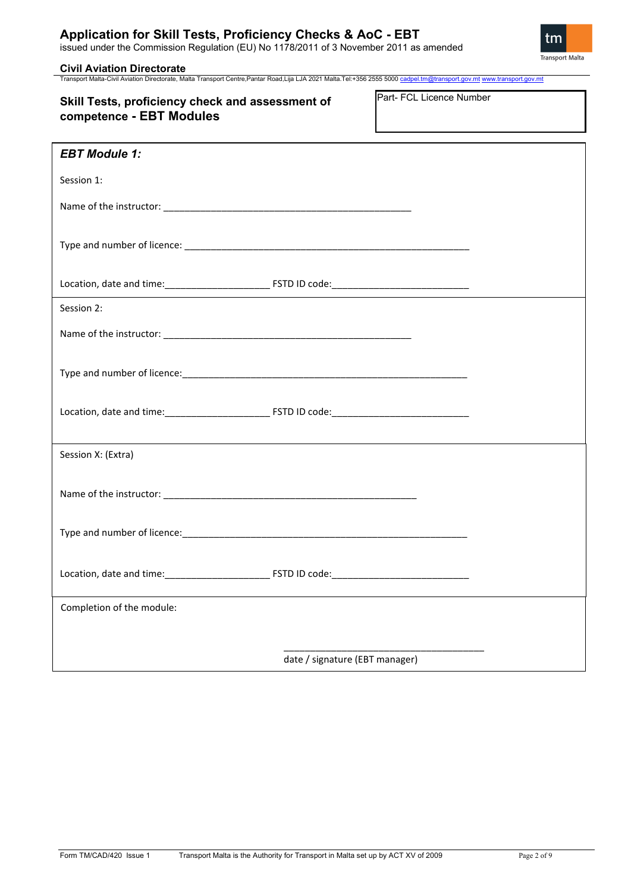# Application for Skill Tests, Proficiency Checks & AoC - EBT

issued under the Commission Regulation (EU) No 1178/2011 of 3 November 2011 as amended

**Civil Aviation Directorate**

Transport Malta-Civil Aviation Directorate, Malta Transport Centre,Pantar Road,Lija LJA 2021 Malta.Tel:+356 2555 5000 cadpel.tm@transport.gov.mt www.transport.gov.mt

## Skill Tests, proficiency check and assessment of competence - EBT Modules

| Part- FCL Licence Number |
|---|
| |

### *EBT Module 1:*

Session 1:

Name of the instructor: ________________________________________________

Type and number of licence: ________________________________________________________

Location, date and time:____________________ FSTD ID code:__________________________

Session 2:

Name of the instructor: ________________________________________________

Type and number of licence:________________________________________________________

Location, date and time:____________________ FSTD ID code:__________________________

Session X: (Extra)

Name of the instructor: _________________________________________________

Type and number of licence:________________________________________________________

Location, date and time:____________________ FSTD ID code:__________________________

Completion of the module:

_______________________________________

date / signature (EBT manager)

Form TM/CAD/420 Issue 1 Transport Malta is the Authority for Transport in Malta set up by ACT XV of 2009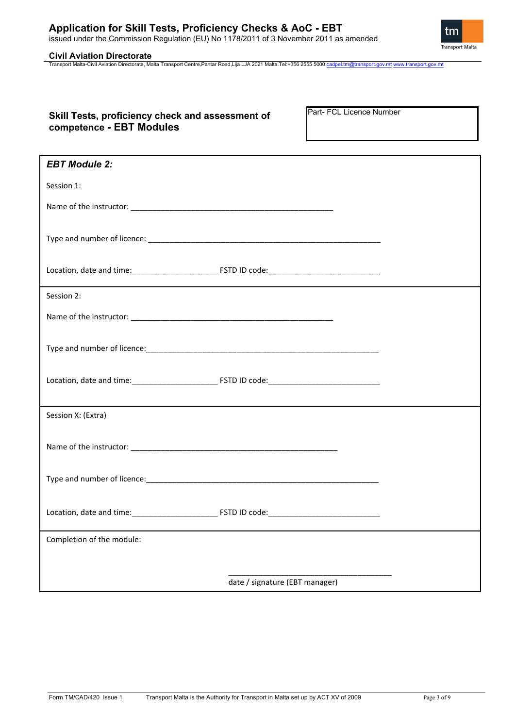## Skill Tests, proficiency check and assessment of competence - EBT Modules

Part- FCL Licence Number

### *EBT Module 2:*

Session 1:

Name of the instructor: ________________________________________________

Type and number of licence: ________________________________________________________

Location, date and time:____________________ FSTD ID code:__________________________

Session 2:

Name of the instructor: ________________________________________________

Type and number of licence:________________________________________________________

Location, date and time:____________________ FSTD ID code:__________________________

Session X: (Extra)

Name of the instructor: _________________________________________________

Type and number of licence:________________________________________________________

Location, date and time:____________________ FSTD ID code:__________________________

Completion of the module:

_______________________________________

date / signature (EBT manager)

Form TM/CAD/420 Issue 1 Transport Malta is the Authority for Transport in Malta set up by ACT XV of 2009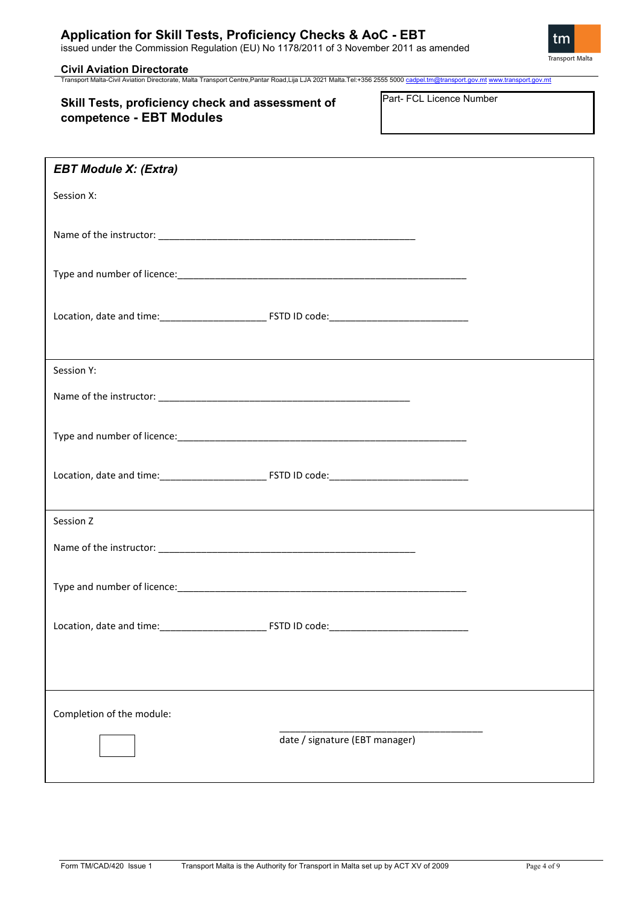# Application for Skill Tests, Proficiency Checks & AoC - EBT

issued under the Commission Regulation (EU) No 1178/2011 of 3 November 2011 as amended

**Civil Aviation Directorate**

Transport Malta-Civil Aviation Directorate, Malta Transport Centre,Pantar Road,Lija LJA 2021 Malta.Tel:+356 2555 5000 cadpel.tm@transport.gov.mt www.transport.gov.mt

## Skill Tests, proficiency check and assessment of competence - EBT Modules

Part- FCL Licence Number

### *EBT Module X: (Extra)*

Session X:

Name of the instructor: ____________________________________________________

Type and number of licence:_________________________________________________________

Location, date and time:____________________ FSTD ID code:__________________________

Session Y:

Name of the instructor: ____________________________________________________

Type and number of licence:_________________________________________________________

Location, date and time:____________________ FSTD ID code:__________________________

Session Z

Name of the instructor: ____________________________________________________

Type and number of licence:_________________________________________________________

Location, date and time:____________________ FSTD ID code:__________________________

Completion of the module:

☐

________________________________________
date / signature (EBT manager)

Form TM/CAD/420 Issue 1 Transport Malta is the Authority for Transport in Malta set up by ACT XV of 2009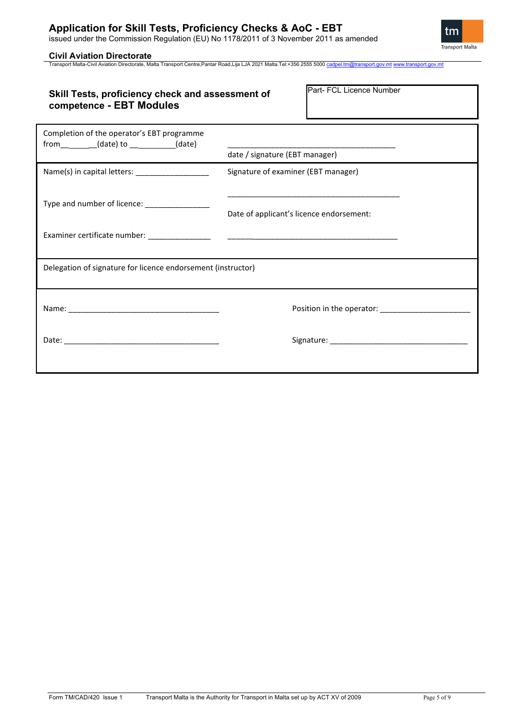## Skill Tests, proficiency check and assessment of competence - EBT Modules

| Part- FCL Licence Number |
|---|
| |

| | |
|---|---|
| Completion of the operator's EBT programme from________(date) to ___________(date) | _______________________________________ date / signature (EBT manager) |
| Name(s) in capital letters: _________________ | Signature of examiner (EBT manager) |
| Type and number of licence: _______________ | _______________________________________ |
| | Date of applicant's licence endorsement: |
| Examiner certificate number: ______________ | _______________________________________ |
| Delegation of signature for licence endorsement (instructor) | |
| Name: ___________________________________ | Position in the operator: _____________________ |
| Date: ____________________________________ | Signature: ________________________________ |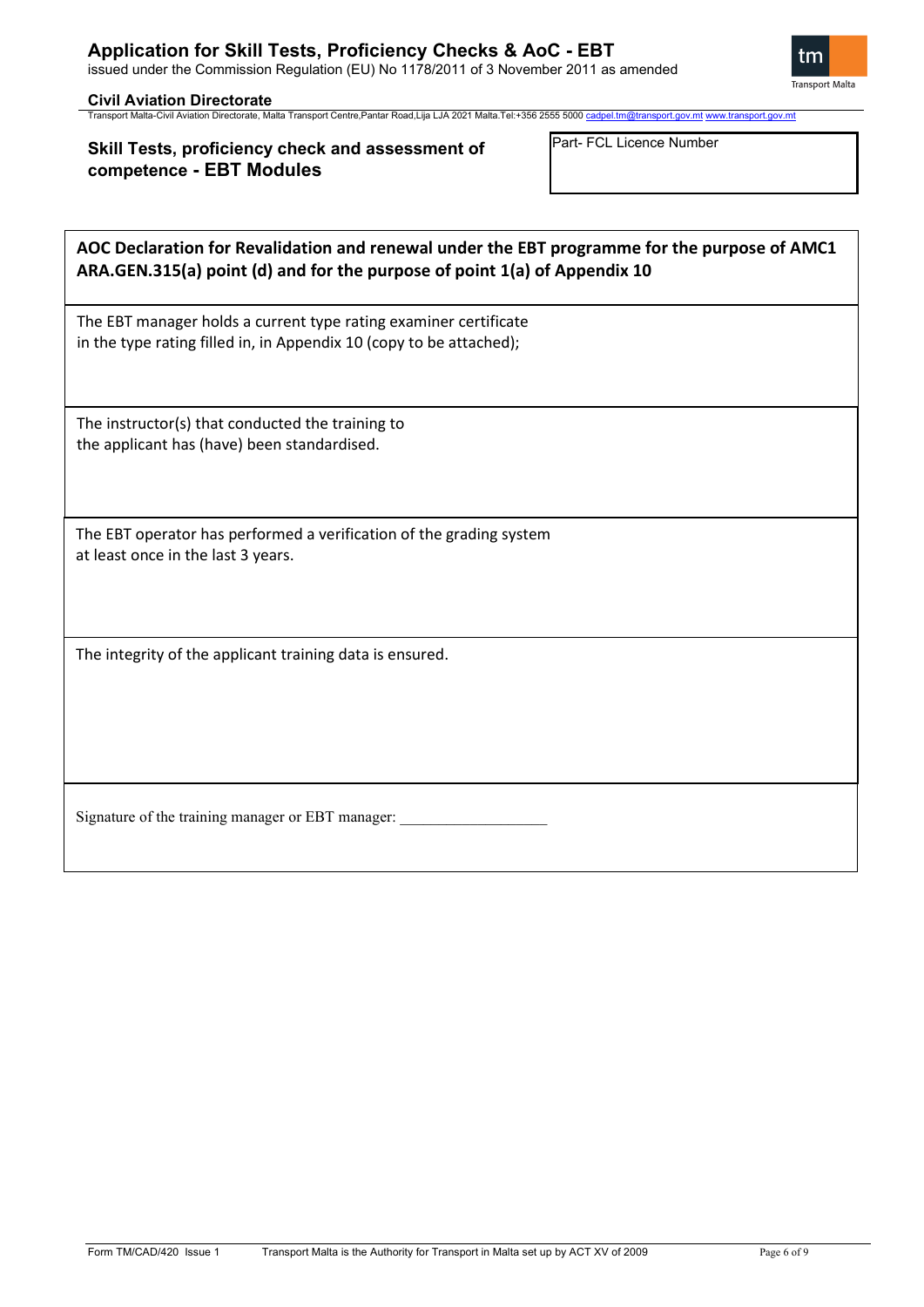# Application for Skill Tests, Proficiency Checks & AoC - EBT

issued under the Commission Regulation (EU) No 1178/2011 of 3 November 2011 as amended

**Civil Aviation Directorate**

Transport Malta-Civil Aviation Directorate, Malta Transport Centre,Pantar Road,Lija LJA 2021 Malta.Tel:+356 2555 5000 cadpel.tm@transport.gov.mt www.transport.gov.mt

## Skill Tests, proficiency check and assessment of competence - EBT Modules

| Part- FCL Licence Number |
|---|
| |

| **AOC Declaration for Revalidation and renewal under the EBT programme for the purpose of AMC1 ARA.GEN.315(a) point (d) and for the purpose of point 1(a) of Appendix 10** |
|---|
| The EBT manager holds a current type rating examiner certificate in the type rating filled in, in Appendix 10 (copy to be attached); |
| The instructor(s) that conducted the training to the applicant has (have) been standardised. |
| The EBT operator has performed a verification of the grading system at least once in the last 3 years. |
| The integrity of the applicant training data is ensured. |
| Signature of the training manager or EBT manager: \_\_\_\_\_\_\_\_\_\_\_\_\_\_\_\_\_\_\_ |

Form TM/CAD/420 Issue 1 Transport Malta is the Authority for Transport in Malta set up by ACT XV of 2009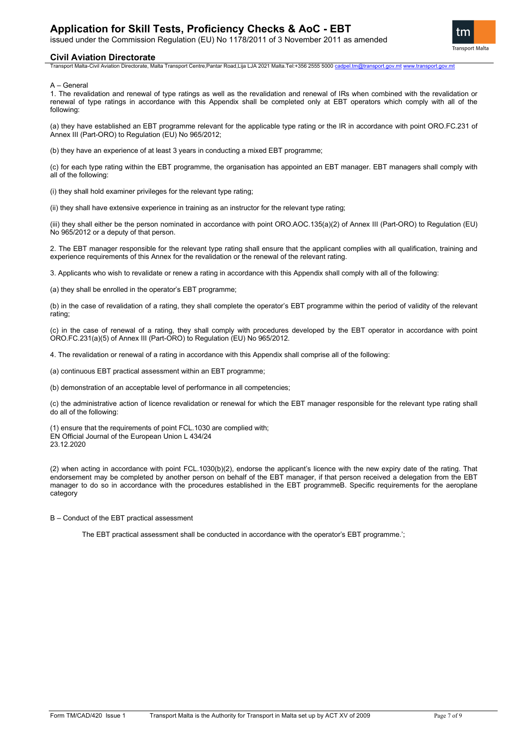A – General

1. The revalidation and renewal of type ratings as well as the revalidation and renewal of IRs when combined with the revalidation or renewal of type ratings in accordance with this Appendix shall be completed only at EBT operators which comply with all of the following:

(a) they have established an EBT programme relevant for the applicable type rating or the IR in accordance with point ORO.FC.231 of Annex III (Part-ORO) to Regulation (EU) No 965/2012;

(b) they have an experience of at least 3 years in conducting a mixed EBT programme;

(c) for each type rating within the EBT programme, the organisation has appointed an EBT manager. EBT managers shall comply with all of the following:

(i) they shall hold examiner privileges for the relevant type rating;

(ii) they shall have extensive experience in training as an instructor for the relevant type rating;

(iii) they shall either be the person nominated in accordance with point ORO.AOC.135(a)(2) of Annex III (Part-ORO) to Regulation (EU) No 965/2012 or a deputy of that person.

2. The EBT manager responsible for the relevant type rating shall ensure that the applicant complies with all qualification, training and experience requirements of this Annex for the revalidation or the renewal of the relevant rating.

3. Applicants who wish to revalidate or renew a rating in accordance with this Appendix shall comply with all of the following:

(a) they shall be enrolled in the operator's EBT programme;

(b) in the case of revalidation of a rating, they shall complete the operator's EBT programme within the period of validity of the relevant rating;

(c) in the case of renewal of a rating, they shall comply with procedures developed by the EBT operator in accordance with point ORO.FC.231(a)(5) of Annex III (Part-ORO) to Regulation (EU) No 965/2012.

4. The revalidation or renewal of a rating in accordance with this Appendix shall comprise all of the following:

(a) continuous EBT practical assessment within an EBT programme;

(b) demonstration of an acceptable level of performance in all competencies;

(c) the administrative action of licence revalidation or renewal for which the EBT manager responsible for the relevant type rating shall do all of the following:

(1) ensure that the requirements of point FCL.1030 are complied with;
EN Official Journal of the European Union L 434/24
23.12.2020

(2) when acting in accordance with point FCL.1030(b)(2), endorse the applicant's licence with the new expiry date of the rating. That endorsement may be completed by another person on behalf of the EBT manager, if that person received a delegation from the EBT manager to do so in accordance with the procedures established in the EBT programmeB. Specific requirements for the aeroplane category

B – Conduct of the EBT practical assessment

The EBT practical assessment shall be conducted in accordance with the operator's EBT programme.';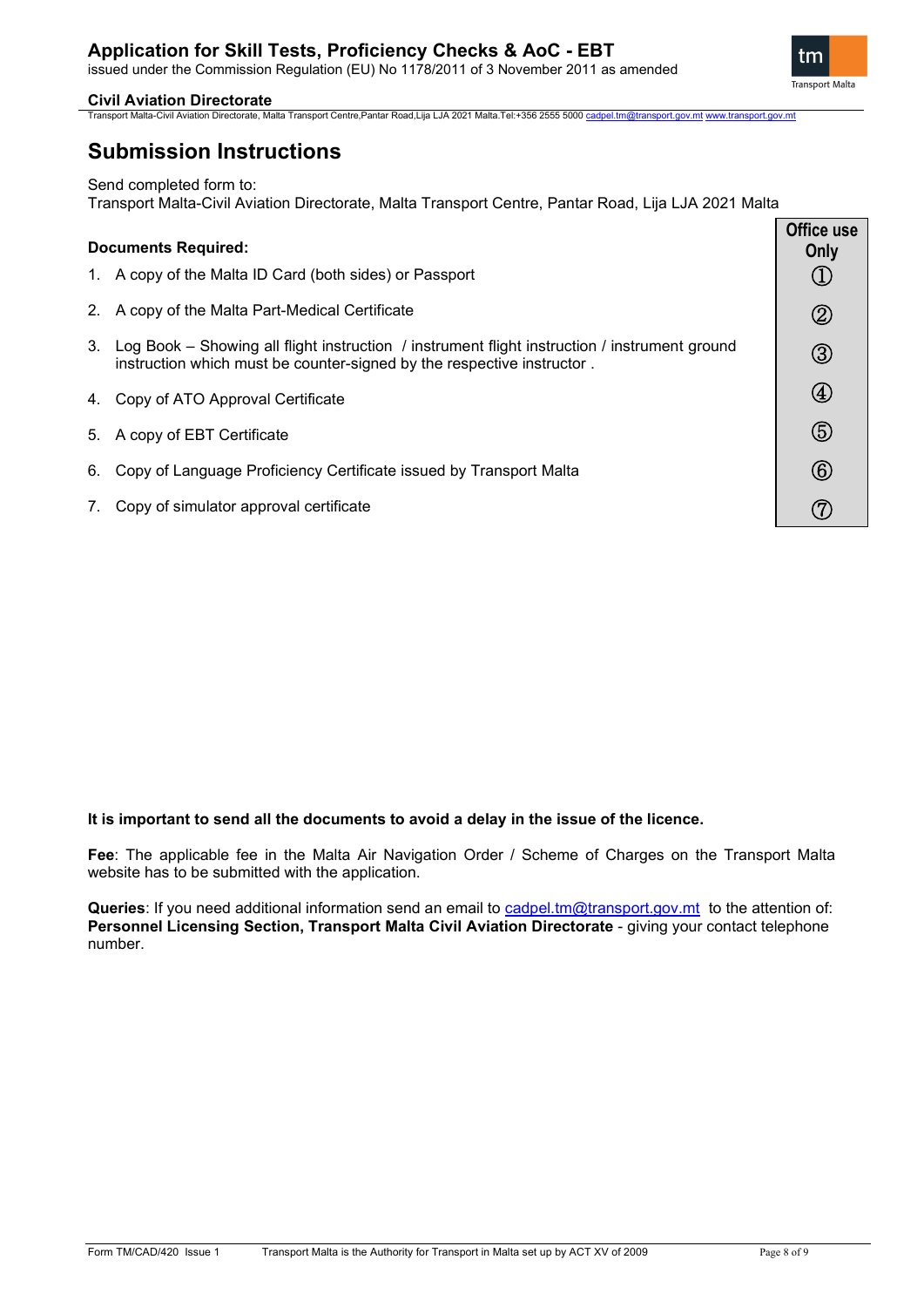# Submission Instructions

Send completed form to:
Transport Malta-Civil Aviation Directorate, Malta Transport Centre, Pantar Road, Lija LJA 2021 Malta

| **Documents Required:** | **Office use Only** |
|---|---|
| 1. A copy of the Malta ID Card (both sides) or Passport | ① |
| 2. A copy of the Malta Part-Medical Certificate | ② |
| 3. Log Book – Showing all flight instruction / instrument flight instruction / instrument ground instruction which must be counter-signed by the respective instructor . | ③ |
| 4. Copy of ATO Approval Certificate | ④ |
| 5. A copy of EBT Certificate | ⑤ |
| 6. Copy of Language Proficiency Certificate issued by Transport Malta | ⑥ |
| 7. Copy of simulator approval certificate | ⑦ |

**It is important to send all the documents to avoid a delay in the issue of the licence.**

**Fee**: The applicable fee in the Malta Air Navigation Order / Scheme of Charges on the Transport Malta website has to be submitted with the application.

**Queries**: If you need additional information send an email to cadpel.tm@transport.gov.mt to the attention of: **Personnel Licensing Section, Transport Malta Civil Aviation Directorate** - giving your contact telephone number.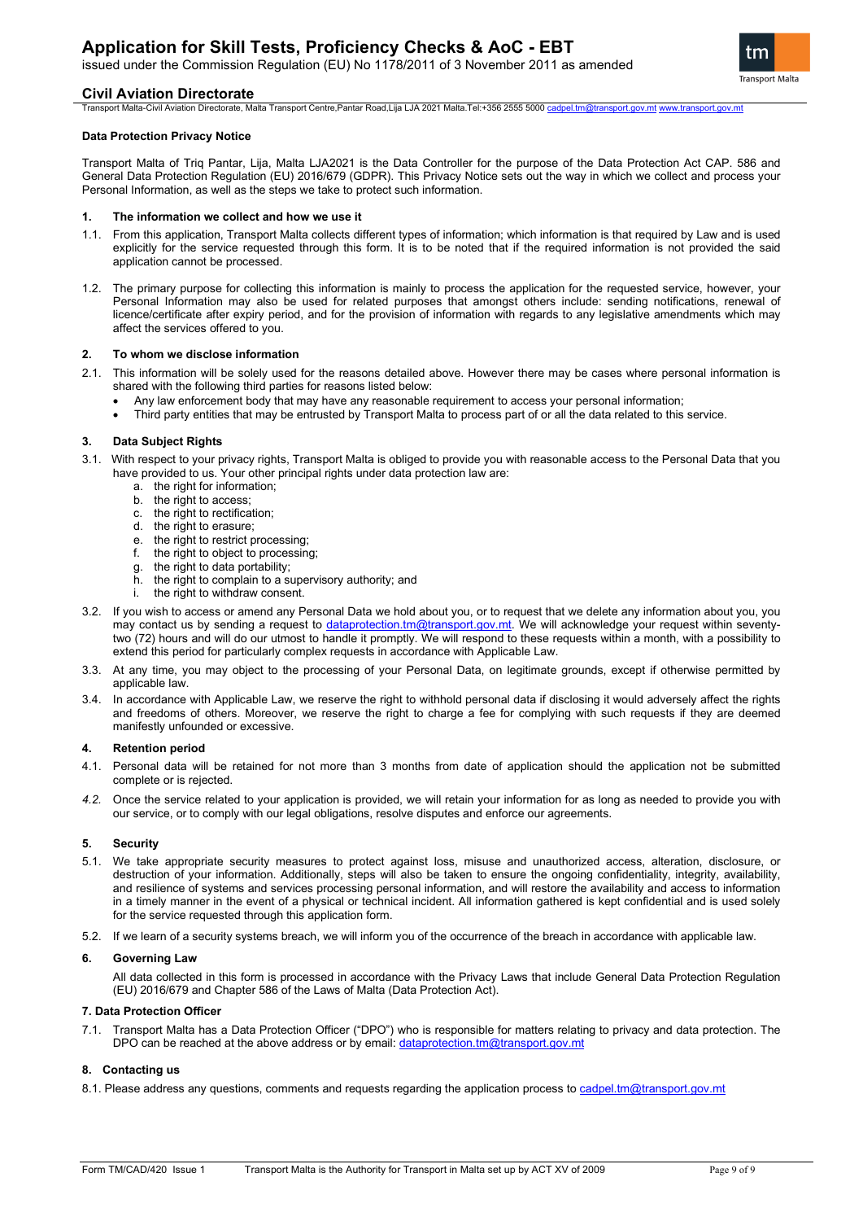## Data Protection Privacy Notice

Transport Malta of Triq Pantar, Lija, Malta LJA2021 is the Data Controller for the purpose of the Data Protection Act CAP. 586 and General Data Protection Regulation (EU) 2016/679 (GDPR). This Privacy Notice sets out the way in which we collect and process your Personal Information, as well as the steps we take to protect such information.

### 1. The information we collect and how we use it

1.1. From this application, Transport Malta collects different types of information; which information is that required by Law and is used explicitly for the service requested through this form. It is to be noted that if the required information is not provided the said application cannot be processed.

1.2. The primary purpose for collecting this information is mainly to process the application for the requested service, however, your Personal Information may also be used for related purposes that amongst others include: sending notifications, renewal of licence/certificate after expiry period, and for the provision of information with regards to any legislative amendments which may affect the services offered to you.

### 2. To whom we disclose information

2.1. This information will be solely used for the reasons detailed above. However there may be cases where personal information is shared with the following third parties for reasons listed below:

- Any law enforcement body that may have any reasonable requirement to access your personal information;
- Third party entities that may be entrusted by Transport Malta to process part of or all the data related to this service.

### 3. Data Subject Rights

3.1. With respect to your privacy rights, Transport Malta is obliged to provide you with reasonable access to the Personal Data that you have provided to us. Your other principal rights under data protection law are:

a. the right for information;
b. the right to access;
c. the right to rectification;
d. the right to erasure;
e. the right to restrict processing;
f. the right to object to processing;
g. the right to data portability;
h. the right to complain to a supervisory authority; and
i. the right to withdraw consent.

3.2. If you wish to access or amend any Personal Data we hold about you, or to request that we delete any information about you, you may contact us by sending a request to dataprotection.tm@transport.gov.mt. We will acknowledge your request within seventy-two (72) hours and will do our utmost to handle it promptly. We will respond to these requests within a month, with a possibility to extend this period for particularly complex requests in accordance with Applicable Law.

3.3. At any time, you may object to the processing of your Personal Data, on legitimate grounds, except if otherwise permitted by applicable law.

3.4. In accordance with Applicable Law, we reserve the right to withhold personal data if disclosing it would adversely affect the rights and freedoms of others. Moreover, we reserve the right to charge a fee for complying with such requests if they are deemed manifestly unfounded or excessive.

### 4. Retention period

4.1. Personal data will be retained for not more than 3 months from date of application should the application not be submitted complete or is rejected.

*4.2.* Once the service related to your application is provided, we will retain your information for as long as needed to provide you with our service, or to comply with our legal obligations, resolve disputes and enforce our agreements.

### 5. Security

5.1. We take appropriate security measures to protect against loss, misuse and unauthorized access, alteration, disclosure, or destruction of your information. Additionally, steps will also be taken to ensure the ongoing confidentiality, integrity, availability, and resilience of systems and services processing personal information, and will restore the availability and access to information in a timely manner in the event of a physical or technical incident. All information gathered is kept confidential and is used solely for the service requested through this application form.

5.2. If we learn of a security systems breach, we will inform you of the occurrence of the breach in accordance with applicable law.

### 6. Governing Law

All data collected in this form is processed in accordance with the Privacy Laws that include General Data Protection Regulation (EU) 2016/679 and Chapter 586 of the Laws of Malta (Data Protection Act).

### 7. Data Protection Officer

7.1. Transport Malta has a Data Protection Officer ("DPO") who is responsible for matters relating to privacy and data protection. The DPO can be reached at the above address or by email: dataprotection.tm@transport.gov.mt

### 8. Contacting us

8.1. Please address any questions, comments and requests regarding the application process to cadpel.tm@transport.gov.mt